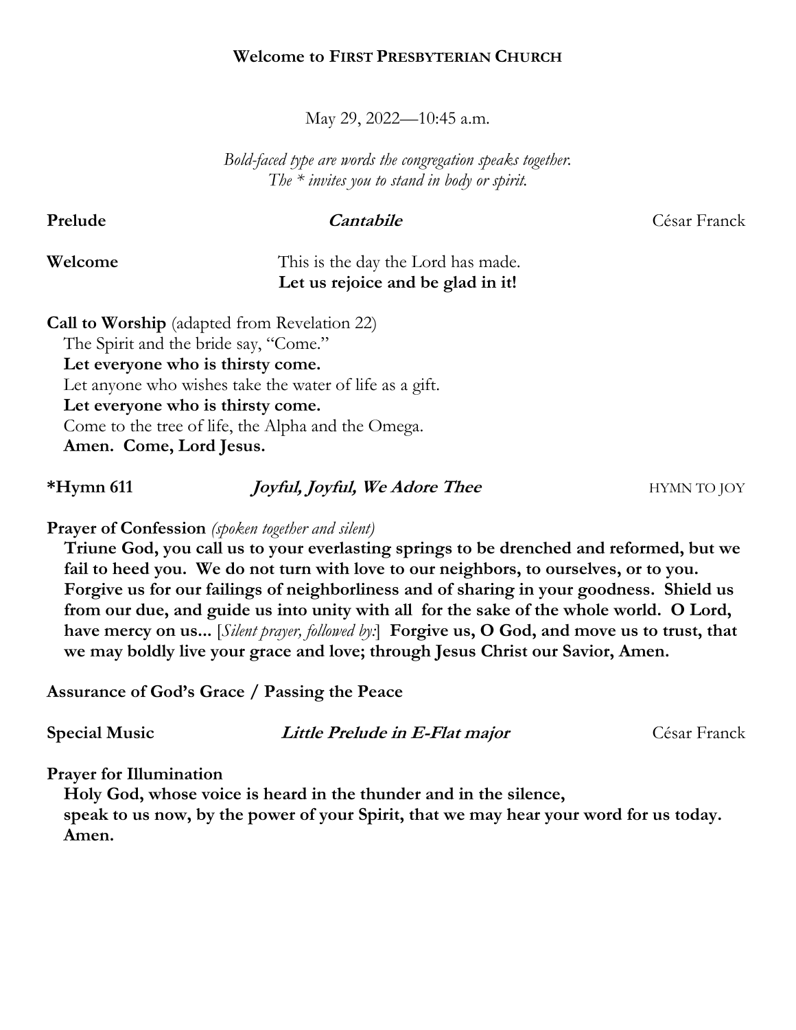**Welcome to FIRST PRESBYTERIAN CHURCH**

May 29, 2022—10:45 a.m.

*Bold-faced type are words the congregation speaks together.*
*The * invites you to stand in body or spirit.*

**Prelude** ***Cantabile*** César Franck

**Welcome** This is the day the Lord has made.
**Let us rejoice and be glad in it!**

**Call to Worship** (adapted from Revelation 22)
The Spirit and the bride say, "Come."
**Let everyone who is thirsty come.**
Let anyone who wishes take the water of life as a gift.
**Let everyone who is thirsty come.**
Come to the tree of life, the Alpha and the Omega.
**Amen. Come, Lord Jesus.**

***Hymn 611** ***Joyful, Joyful, We Adore Thee*** HYMN TO JOY

**Prayer of Confession** *(spoken together and silent)*
**Triune God, you call us to your everlasting springs to be drenched and reformed, but we fail to heed you. We do not turn with love to our neighbors, to ourselves, or to you. Forgive us for our failings of neighborliness and of sharing in your goodness. Shield us from our due, and guide us into unity with all for the sake of the whole world. O Lord, have mercy on us...** [*Silent prayer, followed by:*] **Forgive us, O God, and move us to trust, that we may boldly live your grace and love; through Jesus Christ our Savior, Amen.**

**Assurance of God's Grace / Passing the Peace**

**Special Music** ***Little Prelude in E-Flat major*** César Franck

**Prayer for Illumination**
**Holy God, whose voice is heard in the thunder and in the silence,**
**speak to us now, by the power of your Spirit, that we may hear your word for us today.**
**Amen.**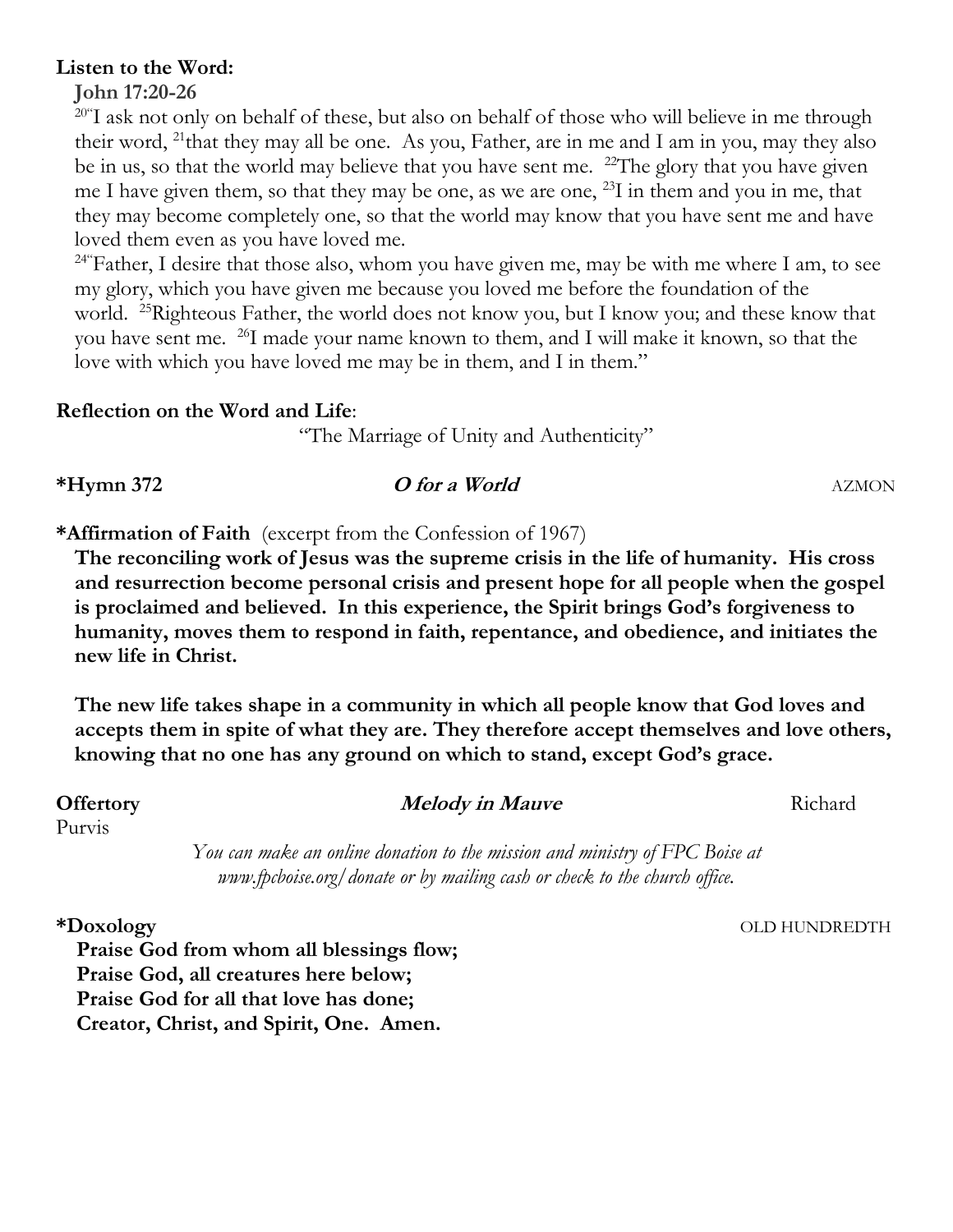**Listen to the Word:**

**John 17:20-26**

[20]"I ask not only on behalf of these, but also on behalf of those who will believe in me through their word, [21]that they may all be one. As you, Father, are in me and I am in you, may they also be in us, so that the world may believe that you have sent me. [22]The glory that you have given me I have given them, so that they may be one, as we are one, [23]I in them and you in me, that they may become completely one, so that the world may know that you have sent me and have loved them even as you have loved me.

[24]"Father, I desire that those also, whom you have given me, may be with me where I am, to see my glory, which you have given me because you loved me before the foundation of the world. [25]Righteous Father, the world does not know you, but I know you; and these know that you have sent me. [26]I made your name known to them, and I will make it known, so that the love with which you have loved me may be in them, and I in them."

**Reflection on the Word and Life**:

"The Marriage of Unity and Authenticity"

**\*Hymn 372** ***O for a World*** AZMON

**\*Affirmation of Faith** (excerpt from the Confession of 1967)

**The reconciling work of Jesus was the supreme crisis in the life of humanity. His cross and resurrection become personal crisis and present hope for all people when the gospel is proclaimed and believed. In this experience, the Spirit brings God's forgiveness to humanity, moves them to respond in faith, repentance, and obedience, and initiates the new life in Christ.**

**The new life takes shape in a community in which all people know that God loves and accepts them in spite of what they are. They therefore accept themselves and love others, knowing that no one has any ground on which to stand, except God's grace.**

**Offertory** ***Melody in Mauve*** Richard Purvis

*You can make an online donation to the mission and ministry of FPC Boise at www.fpcboise.org/donate or by mailing cash or check to the church office.*

**\*Doxology** OLD HUNDREDTH

**Praise God from whom all blessings flow;**
**Praise God, all creatures here below;**
**Praise God for all that love has done;**
**Creator, Christ, and Spirit, One. Amen.**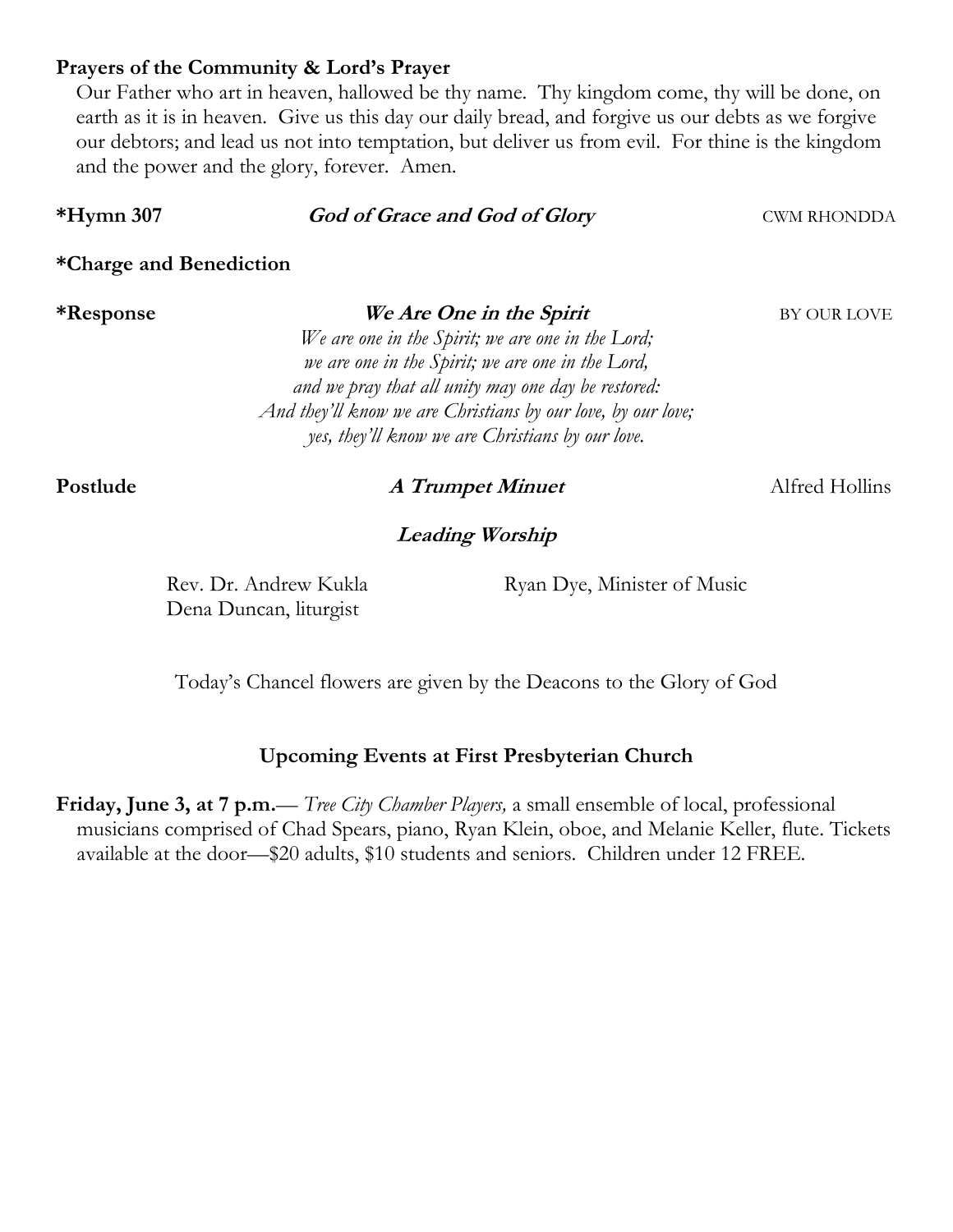**Prayers of the Community & Lord's Prayer**

Our Father who art in heaven, hallowed be thy name. Thy kingdom come, thy will be done, on earth as it is in heaven. Give us this day our daily bread, and forgive us our debts as we forgive our debtors; and lead us not into temptation, but deliver us from evil. For thine is the kingdom and the power and the glory, forever. Amen.

**\*Hymn 307** ***God of Grace and God of Glory*** CWM RHONDDA

**\*Charge and Benediction**

**\*Response** ***We Are One in the Spirit*** BY OUR LOVE

*We are one in the Spirit; we are one in the Lord;*
*we are one in the Spirit; we are one in the Lord,*
*and we pray that all unity may one day be restored:*
*And they'll know we are Christians by our love, by our love;*
*yes, they'll know we are Christians by our love.*

**Postlude** ***A Trumpet Minuet*** Alfred Hollins

***Leading Worship***

Rev. Dr. Andrew Kukla
Dena Duncan, liturgist

Ryan Dye, Minister of Music

Today's Chancel flowers are given by the Deacons to the Glory of God

**Upcoming Events at First Presbyterian Church**

**Friday, June 3, at 7 p.m.**— *Tree City Chamber Players,* a small ensemble of local, professional musicians comprised of Chad Spears, piano, Ryan Klein, oboe, and Melanie Keller, flute. Tickets available at the door—$20 adults, $10 students and seniors. Children under 12 FREE.